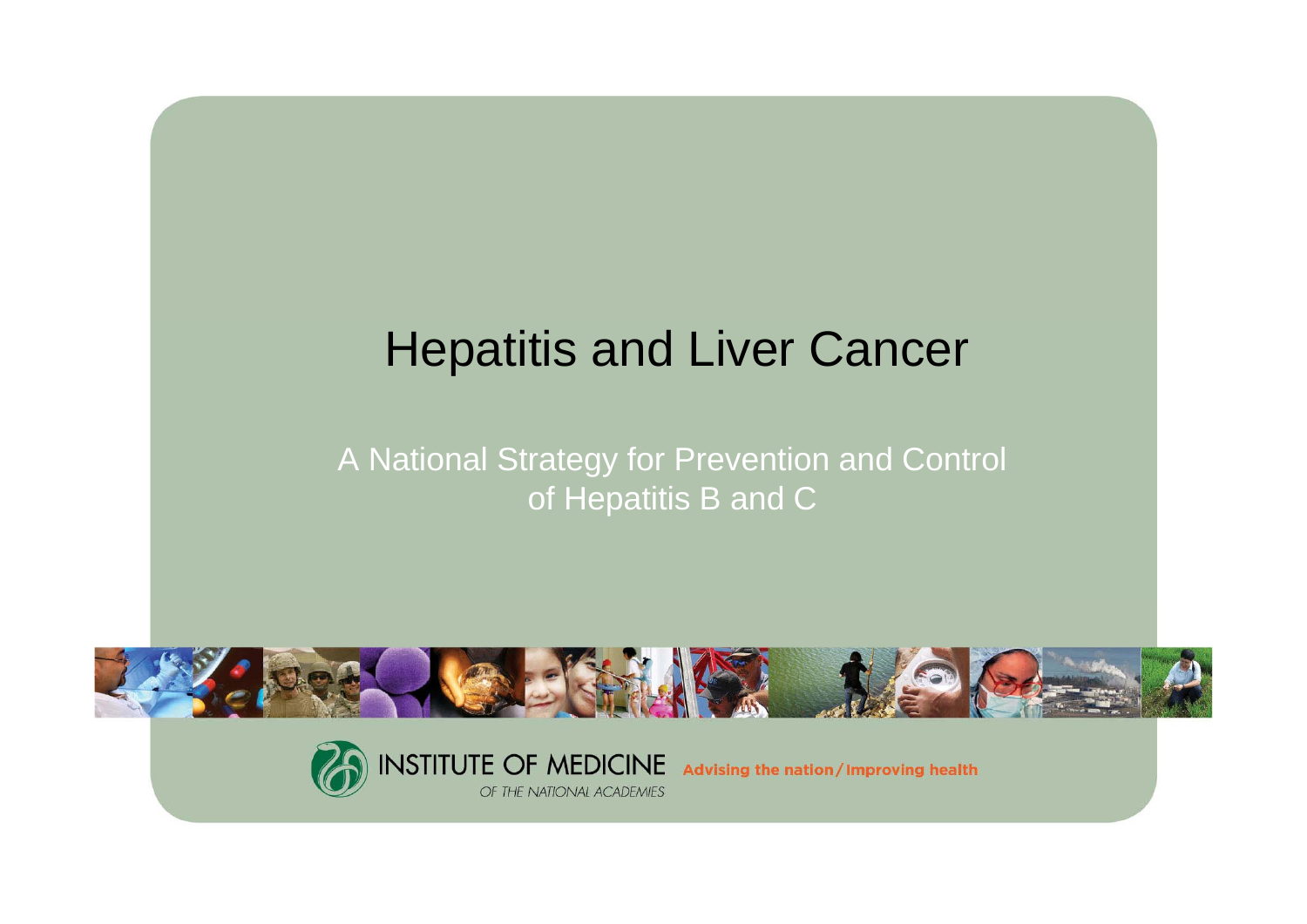# Hepatitis and Liver Cancer

A National Strategy for Prevention and Control of Hepatitis B and C

INSTITUTE OF MEDICINE
OF THE NATIONAL ACADEMIES

Advising the nation / Improving health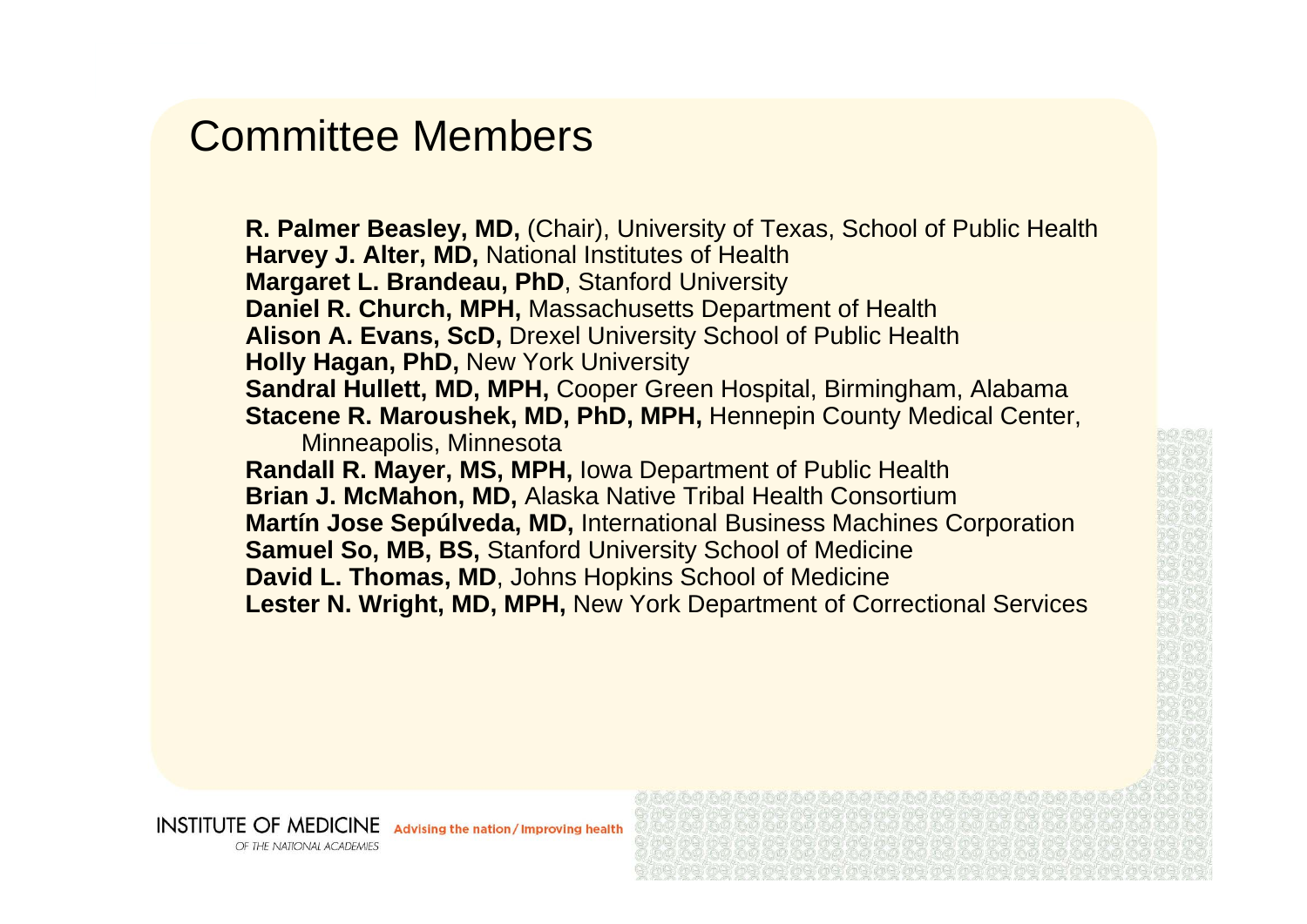# Committee Members

**R. Palmer Beasley, MD,** (Chair), University of Texas, School of Public Health
**Harvey J. Alter, MD,** National Institutes of Health
**Margaret L. Brandeau, PhD**, Stanford University
**Daniel R. Church, MPH,** Massachusetts Department of Health
**Alison A. Evans, ScD,** Drexel University School of Public Health
**Holly Hagan, PhD,** New York University
**Sandral Hullett, MD, MPH,** Cooper Green Hospital, Birmingham, Alabama
**Stacene R. Maroushek, MD, PhD, MPH,** Hennepin County Medical Center, Minneapolis, Minnesota
**Randall R. Mayer, MS, MPH,** Iowa Department of Public Health
**Brian J. McMahon, MD,** Alaska Native Tribal Health Consortium
**Martín Jose Sepúlveda, MD,** International Business Machines Corporation
**Samuel So, MB, BS,** Stanford University School of Medicine
**David L. Thomas, MD**, Johns Hopkins School of Medicine
**Lester N. Wright, MD, MPH,** New York Department of Correctional Services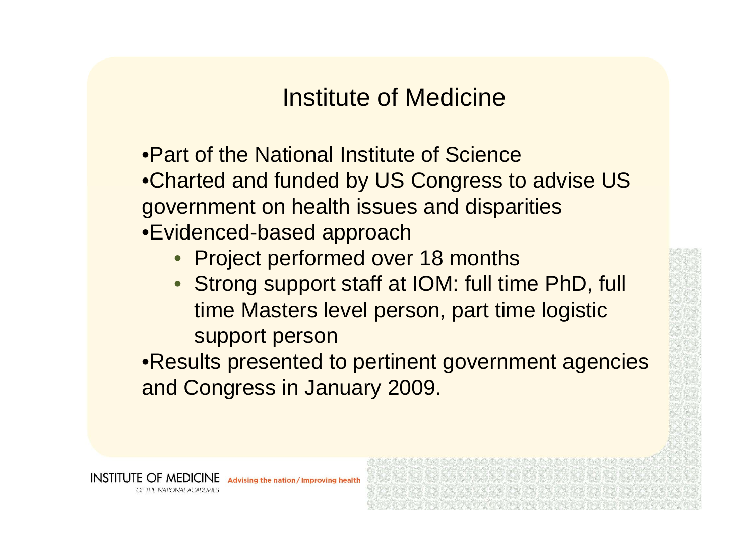# Institute of Medicine

- Part of the National Institute of Science
- Charted and funded by US Congress to advise US government on health issues and disparities
- Evidenced-based approach
  - Project performed over 18 months
  - Strong support staff at IOM: full time PhD, full time Masters level person, part time logistic support person
- Results presented to pertinent government agencies and Congress in January 2009.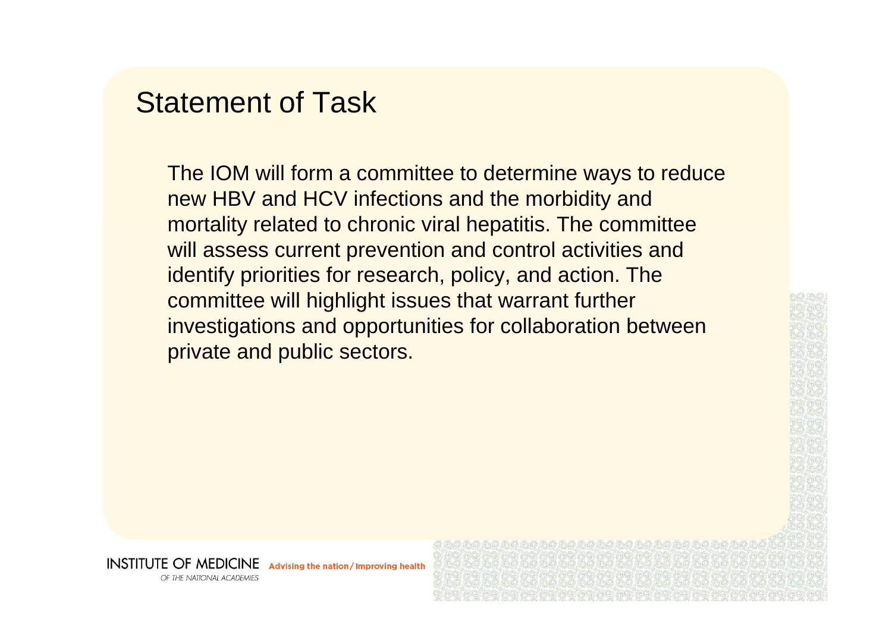# Statement of Task

The IOM will form a committee to determine ways to reduce new HBV and HCV infections and the morbidity and mortality related to chronic viral hepatitis. The committee will assess current prevention and control activities and identify priorities for research, policy, and action. The committee will highlight issues that warrant further investigations and opportunities for collaboration between private and public sectors.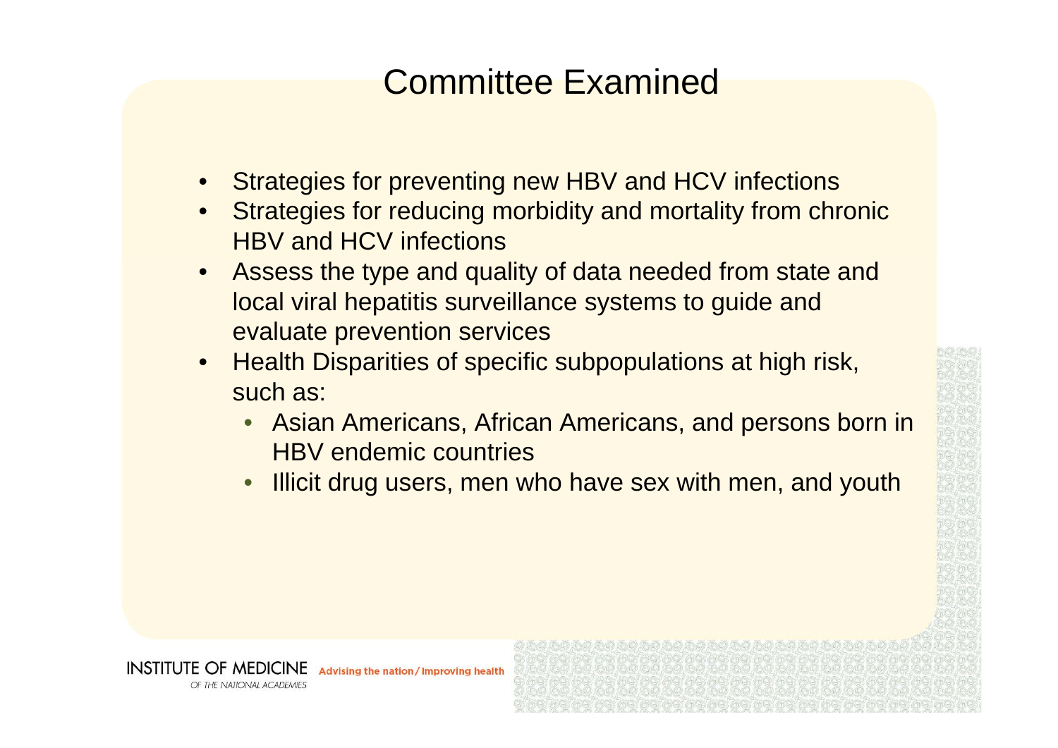# Committee Examined

- Strategies for preventing new HBV and HCV infections
- Strategies for reducing morbidity and mortality from chronic HBV and HCV infections
- Assess the type and quality of data needed from state and local viral hepatitis surveillance systems to guide and evaluate prevention services
- Health Disparities of specific subpopulations at high risk, such as:
  - Asian Americans, African Americans, and persons born in HBV endemic countries
  - Illicit drug users, men who have sex with men, and youth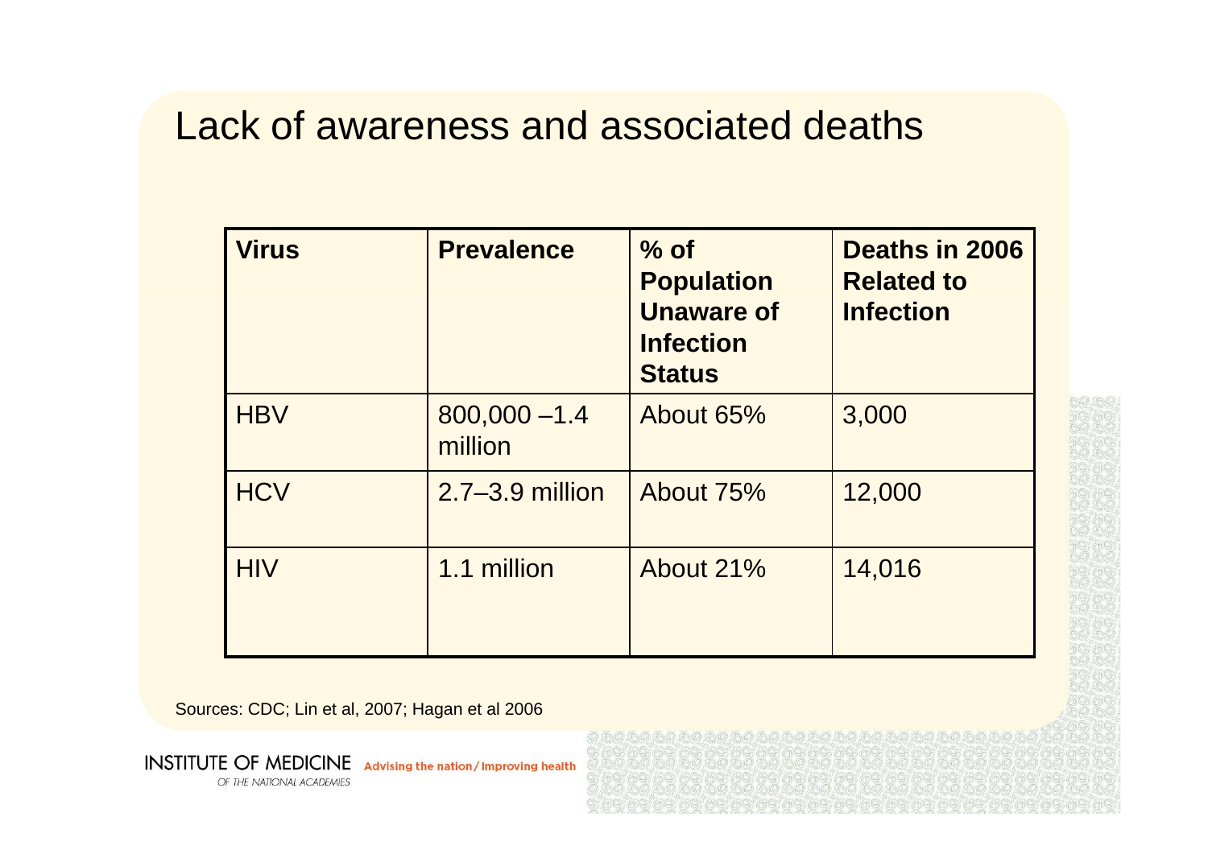# Lack of awareness and associated deaths

| Virus | Prevalence | % of Population Unaware of Infection Status | Deaths in 2006 Related to Infection |
|---|---|---|---|
| HBV | 800,000 –1.4 million | About 65% | 3,000 |
| HCV | 2.7–3.9 million | About 75% | 12,000 |
| HIV | 1.1 million | About 21% | 14,016 |

Sources: CDC; Lin et al, 2007; Hagan et al 2006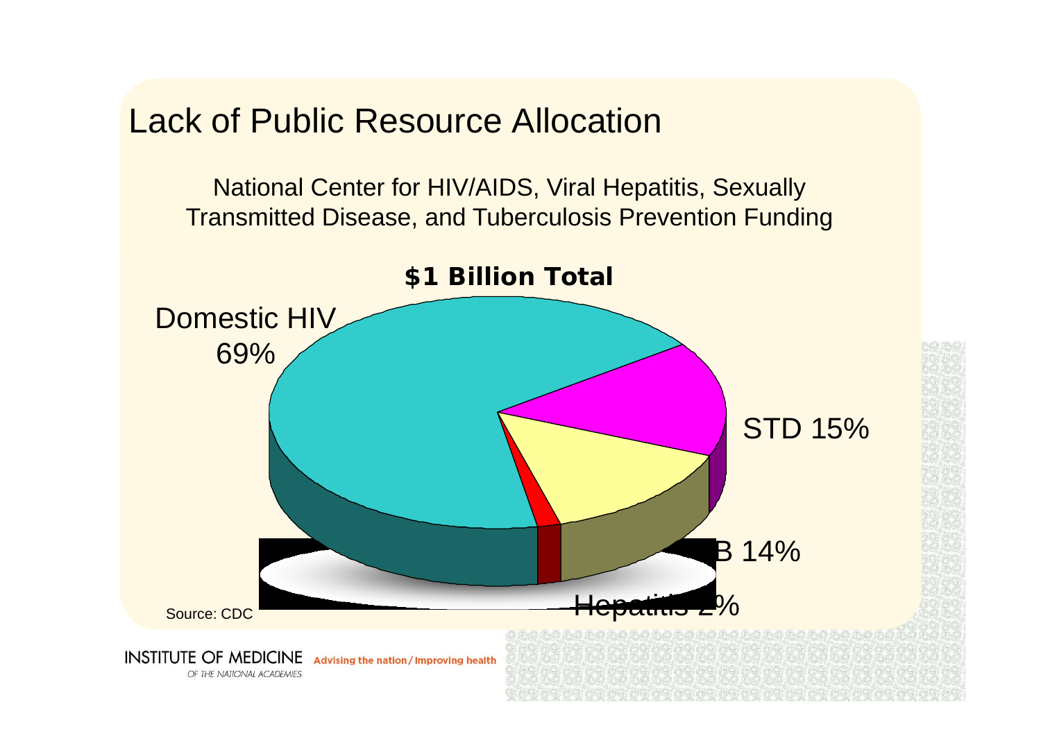# Lack of Public Resource Allocation

National Center for HIV/AIDS, Viral Hepatitis, Sexually Transmitted Disease, and Tuberculosis Prevention Funding

**$1 Billion Total**

Domestic HIV 69%

STD 15%

TB 14%

Hepatitis 2%

Source: CDC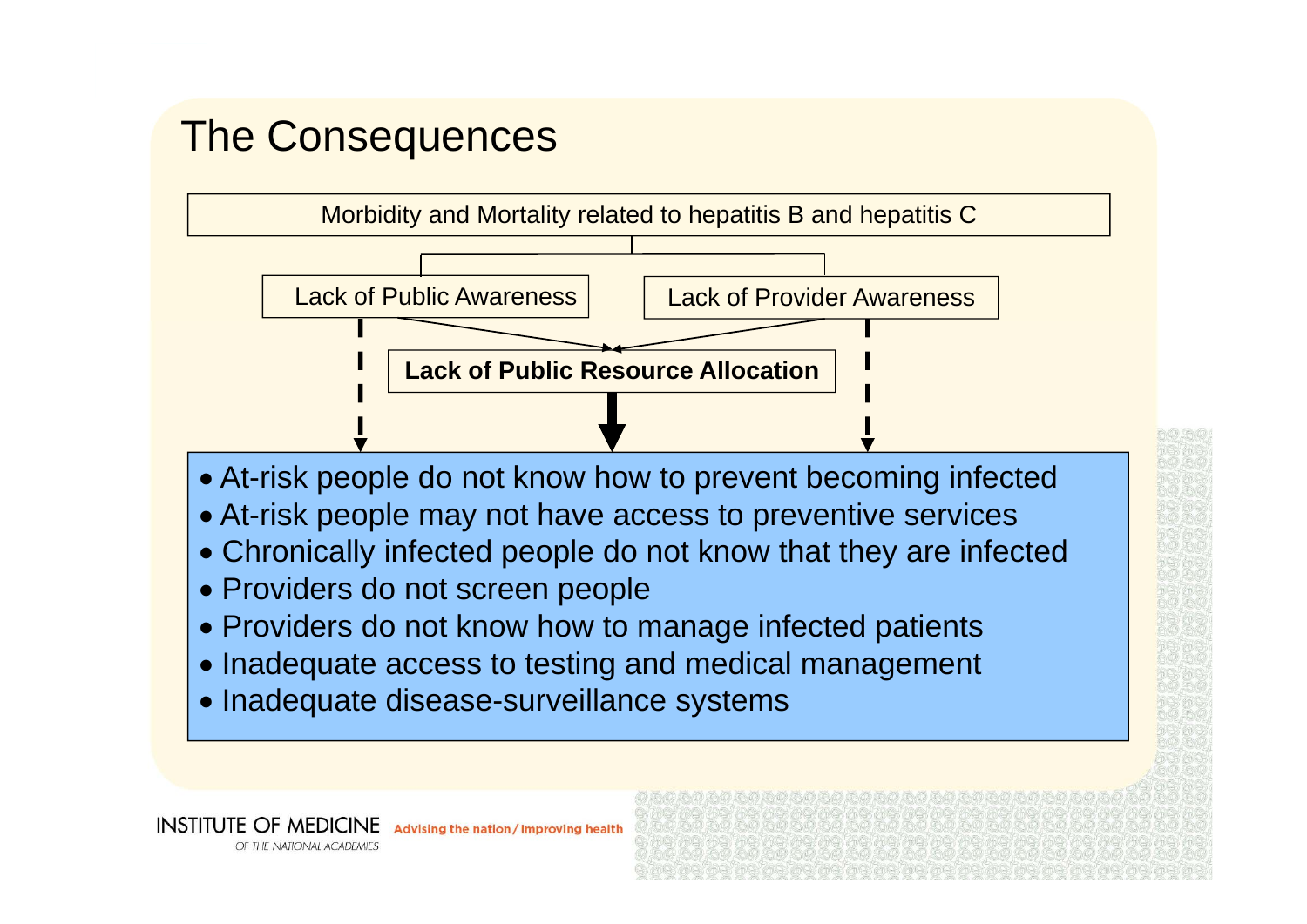# The Consequences

Morbidity and Mortality related to hepatitis B and hepatitis C

Lack of Public Awareness

Lack of Provider Awareness

**Lack of Public Resource Allocation**

- At-risk people do not know how to prevent becoming infected
- At-risk people may not have access to preventive services
- Chronically infected people do not know that they are infected
- Providers do not screen people
- Providers do not know how to manage infected patients
- Inadequate access to testing and medical management
- Inadequate disease-surveillance systems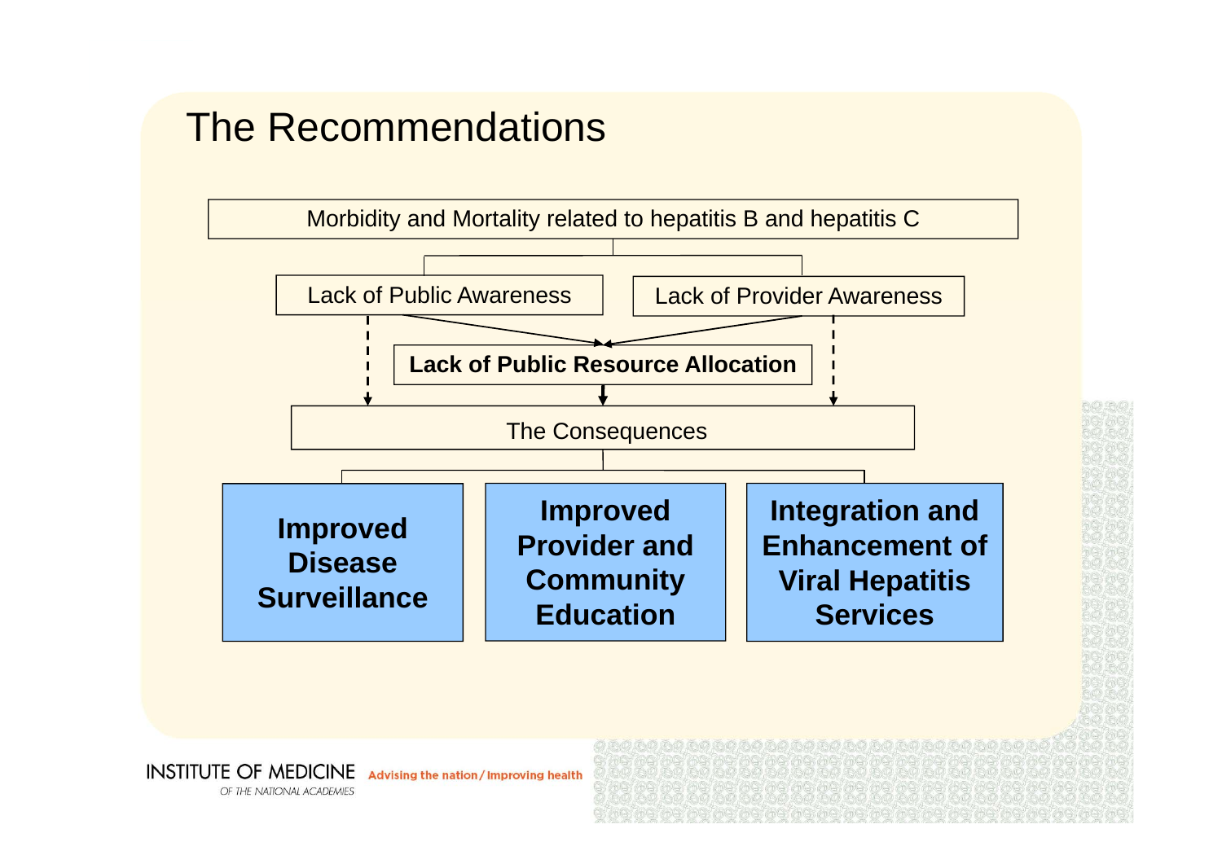# The Recommendations

Morbidity and Mortality related to hepatitis B and hepatitis C

Lack of Public Awareness

Lack of Provider Awareness

**Lack of Public Resource Allocation**

The Consequences

**Improved Disease Surveillance**

**Improved Provider and Community Education**

**Integration and Enhancement of Viral Hepatitis Services**

INSTITUTE OF MEDICINE OF THE NATIONAL ACADEMIES — Advising the nation / Improving health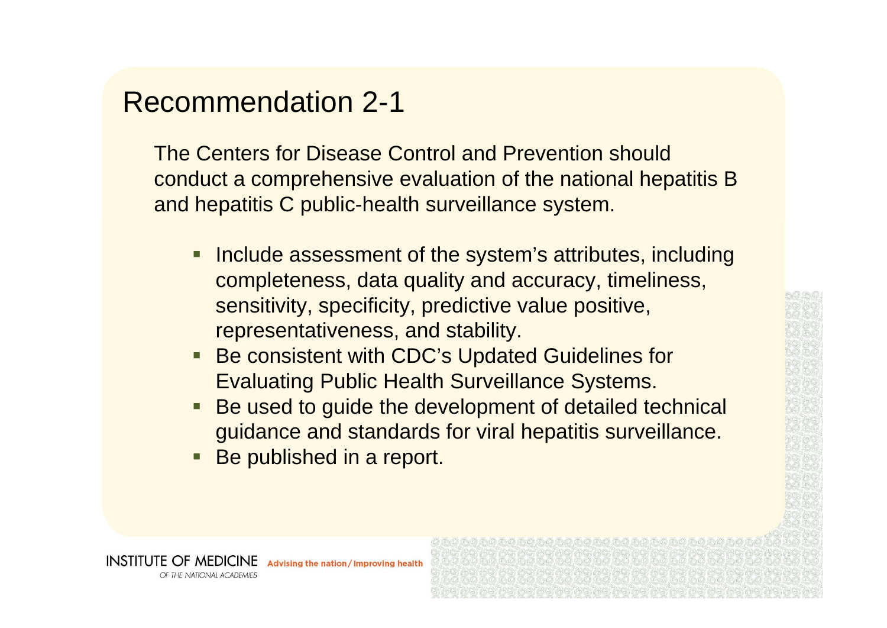# Recommendation 2-1

The Centers for Disease Control and Prevention should conduct a comprehensive evaluation of the national hepatitis B and hepatitis C public-health surveillance system.

- Include assessment of the system's attributes, including completeness, data quality and accuracy, timeliness, sensitivity, specificity, predictive value positive, representativeness, and stability.
- Be consistent with CDC's Updated Guidelines for Evaluating Public Health Surveillance Systems.
- Be used to guide the development of detailed technical guidance and standards for viral hepatitis surveillance.
- Be published in a report.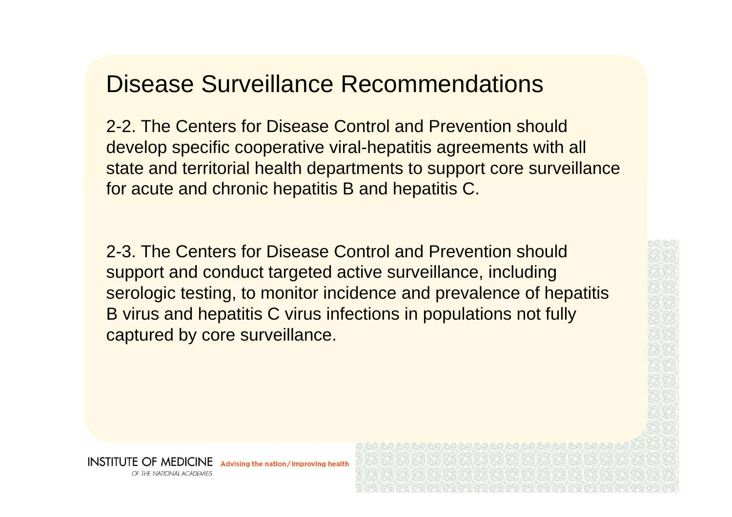# Disease Surveillance Recommendations

2-2. The Centers for Disease Control and Prevention should develop specific cooperative viral-hepatitis agreements with all state and territorial health departments to support core surveillance for acute and chronic hepatitis B and hepatitis C.

2-3. The Centers for Disease Control and Prevention should support and conduct targeted active surveillance, including serologic testing, to monitor incidence and prevalence of hepatitis B virus and hepatitis C virus infections in populations not fully captured by core surveillance.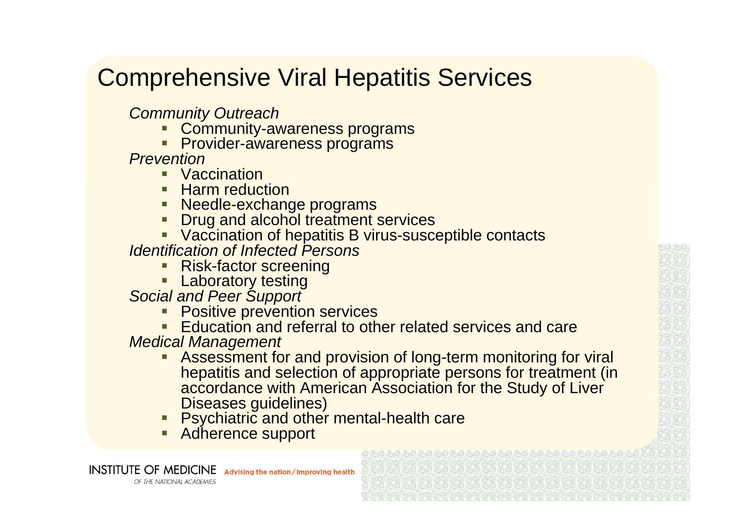# Comprehensive Viral Hepatitis Services

*Community Outreach*

- Community-awareness programs
- Provider-awareness programs

*Prevention*

- Vaccination
- Harm reduction
- Needle-exchange programs
- Drug and alcohol treatment services
- Vaccination of hepatitis B virus-susceptible contacts

*Identification of Infected Persons*

- Risk-factor screening
- Laboratory testing

*Social and Peer Support*

- Positive prevention services
- Education and referral to other related services and care

*Medical Management*

- Assessment for and provision of long-term monitoring for viral hepatitis and selection of appropriate persons for treatment (in accordance with American Association for the Study of Liver Diseases guidelines)
- Psychiatric and other mental-health care
- Adherence support

INSTITUTE OF MEDICINE OF THE NATIONAL ACADEMIES Advising the nation / Improving health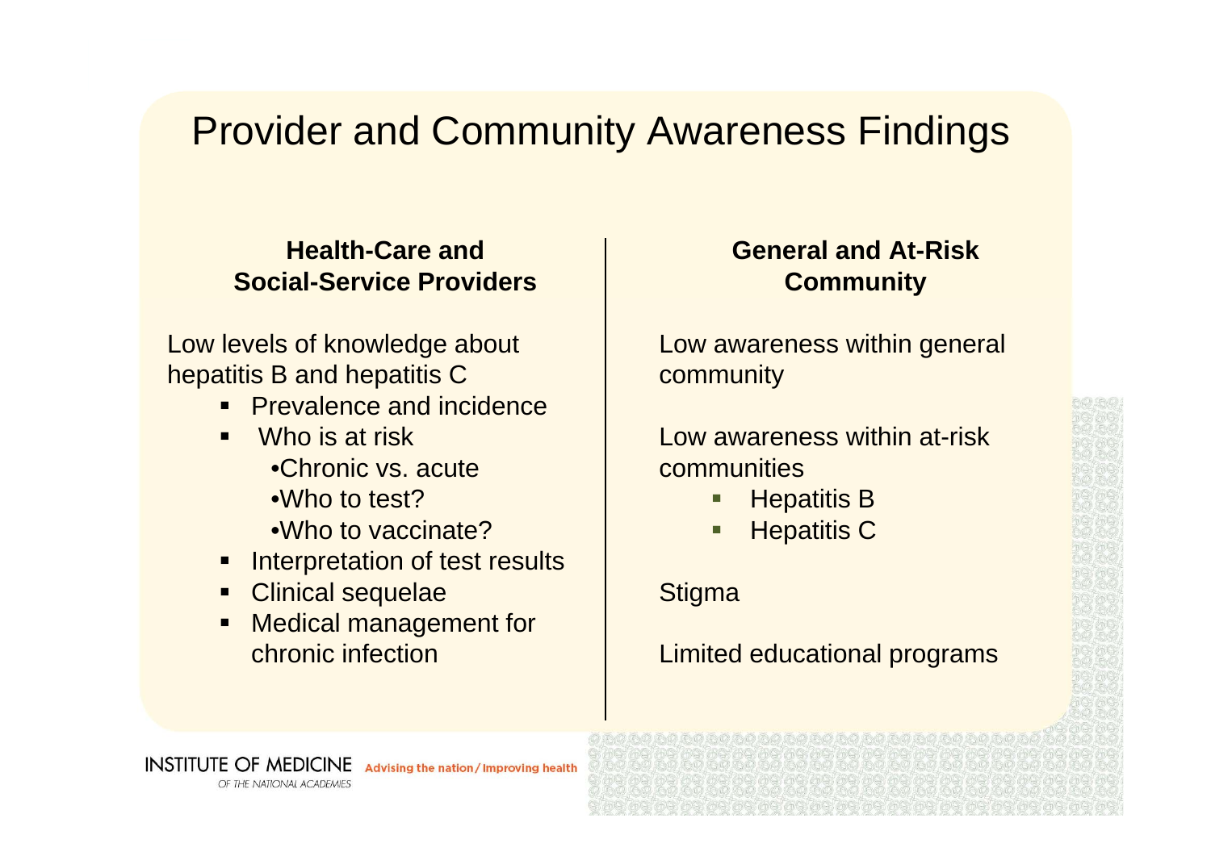# Provider and Community Awareness Findings

### Health-Care and Social-Service Providers

Low levels of knowledge about hepatitis B and hepatitis C

- Prevalence and incidence
- Who is at risk
  - Chronic vs. acute
  - Who to test?
  - Who to vaccinate?
- Interpretation of test results
- Clinical sequelae
- Medical management for chronic infection

### General and At-Risk Community

Low awareness within general community

Low awareness within at-risk communities

- Hepatitis B
- Hepatitis C

Stigma

Limited educational programs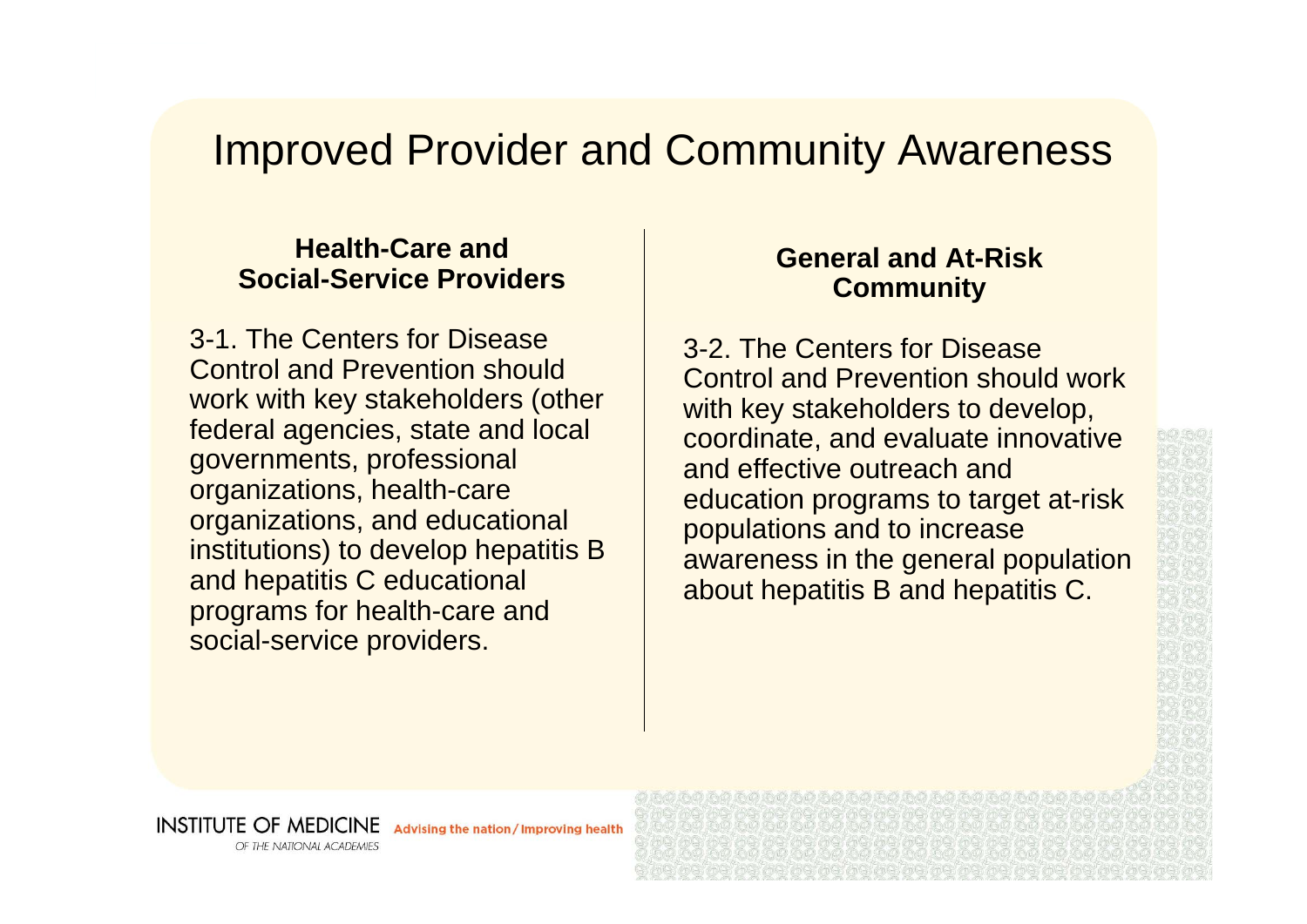# Improved Provider and Community Awareness

## Health-Care and Social-Service Providers

3-1. The Centers for Disease Control and Prevention should work with key stakeholders (other federal agencies, state and local governments, professional organizations, health-care organizations, and educational institutions) to develop hepatitis B and hepatitis C educational programs for health-care and social-service providers.

## General and At-Risk Community

3-2. The Centers for Disease Control and Prevention should work with key stakeholders to develop, coordinate, and evaluate innovative and effective outreach and education programs to target at-risk populations and to increase awareness in the general population about hepatitis B and hepatitis C.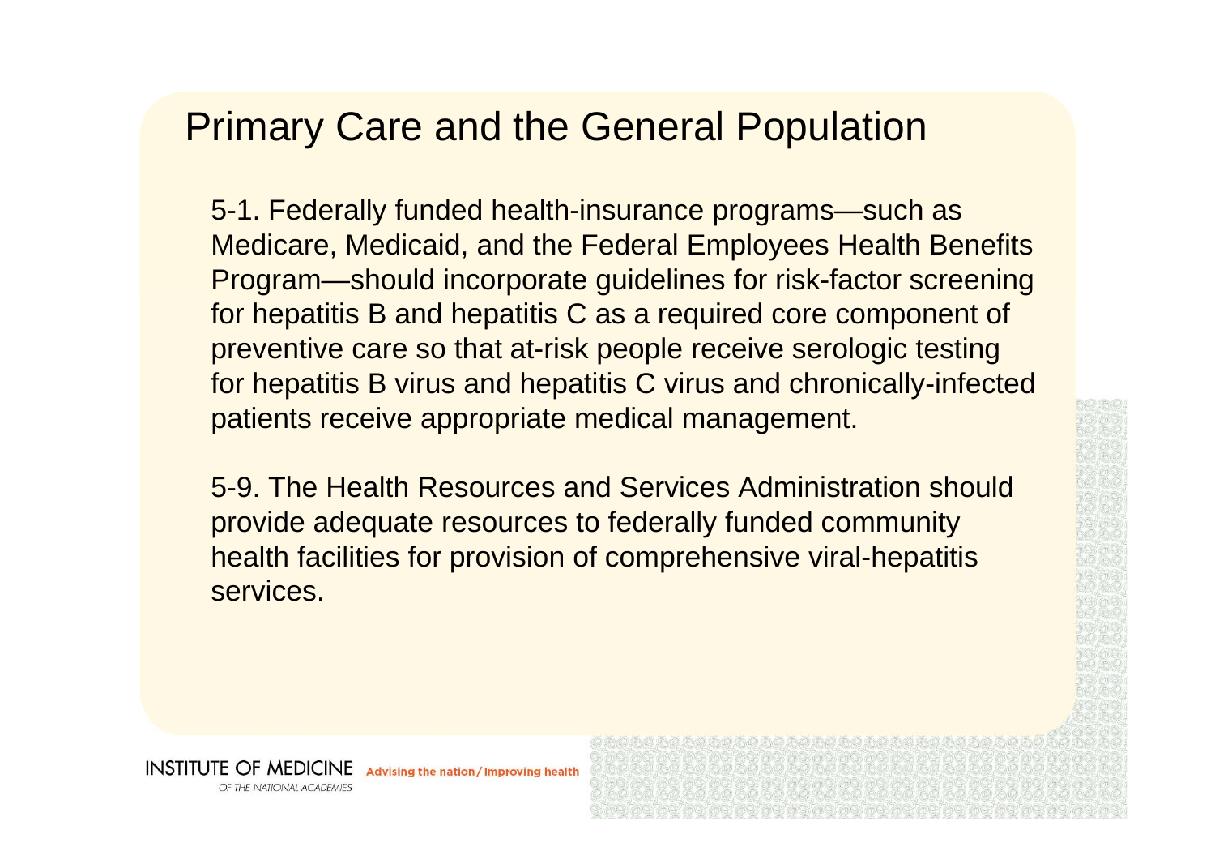# Primary Care and the General Population

5-1. Federally funded health-insurance programs—such as Medicare, Medicaid, and the Federal Employees Health Benefits Program—should incorporate guidelines for risk-factor screening for hepatitis B and hepatitis C as a required core component of preventive care so that at-risk people receive serologic testing for hepatitis B virus and hepatitis C virus and chronically-infected patients receive appropriate medical management.

5-9. The Health Resources and Services Administration should provide adequate resources to federally funded community health facilities for provision of comprehensive viral-hepatitis services.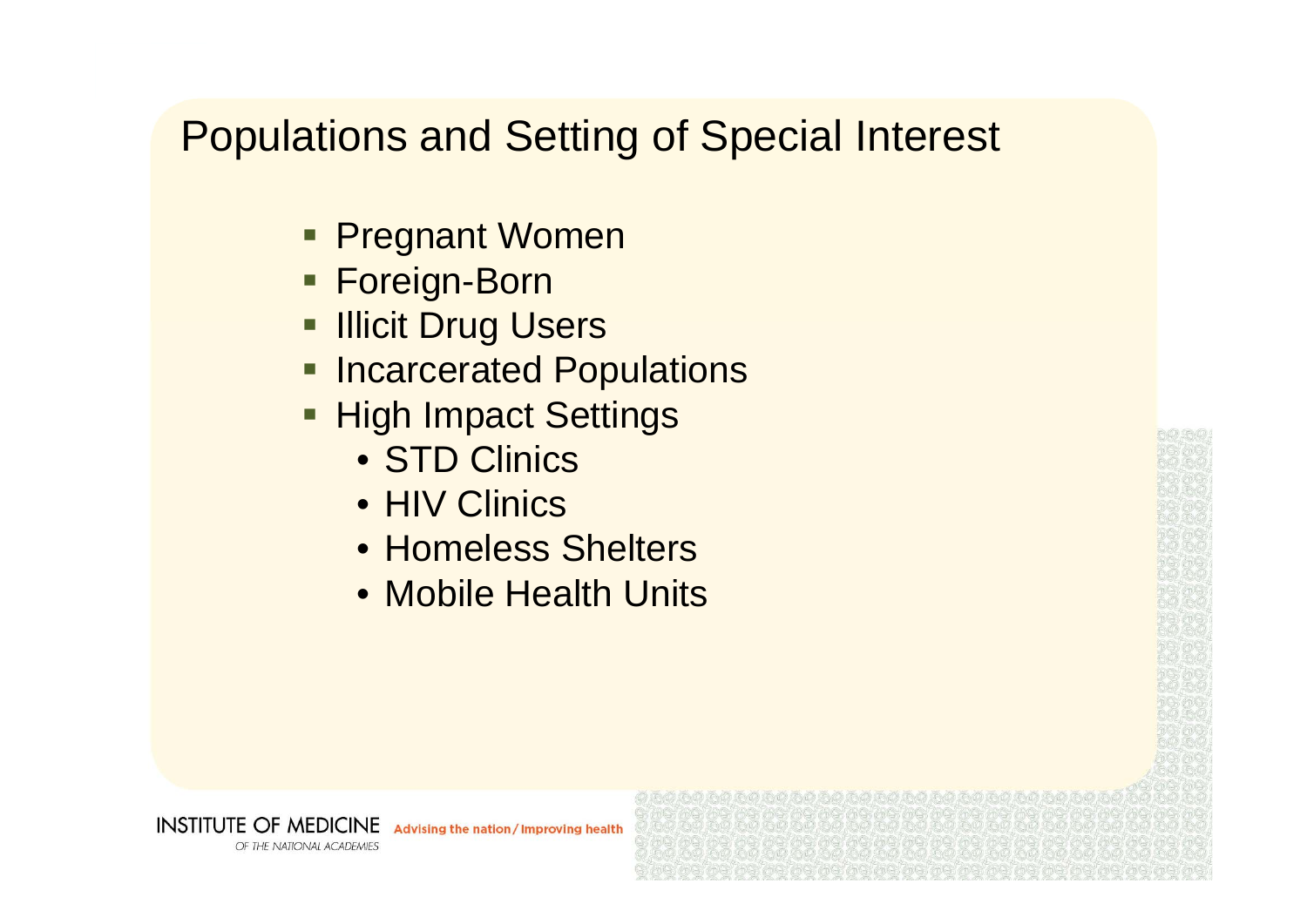# Populations and Setting of Special Interest

- Pregnant Women
- Foreign-Born
- Illicit Drug Users
- Incarcerated Populations
- High Impact Settings
  - STD Clinics
  - HIV Clinics
  - Homeless Shelters
  - Mobile Health Units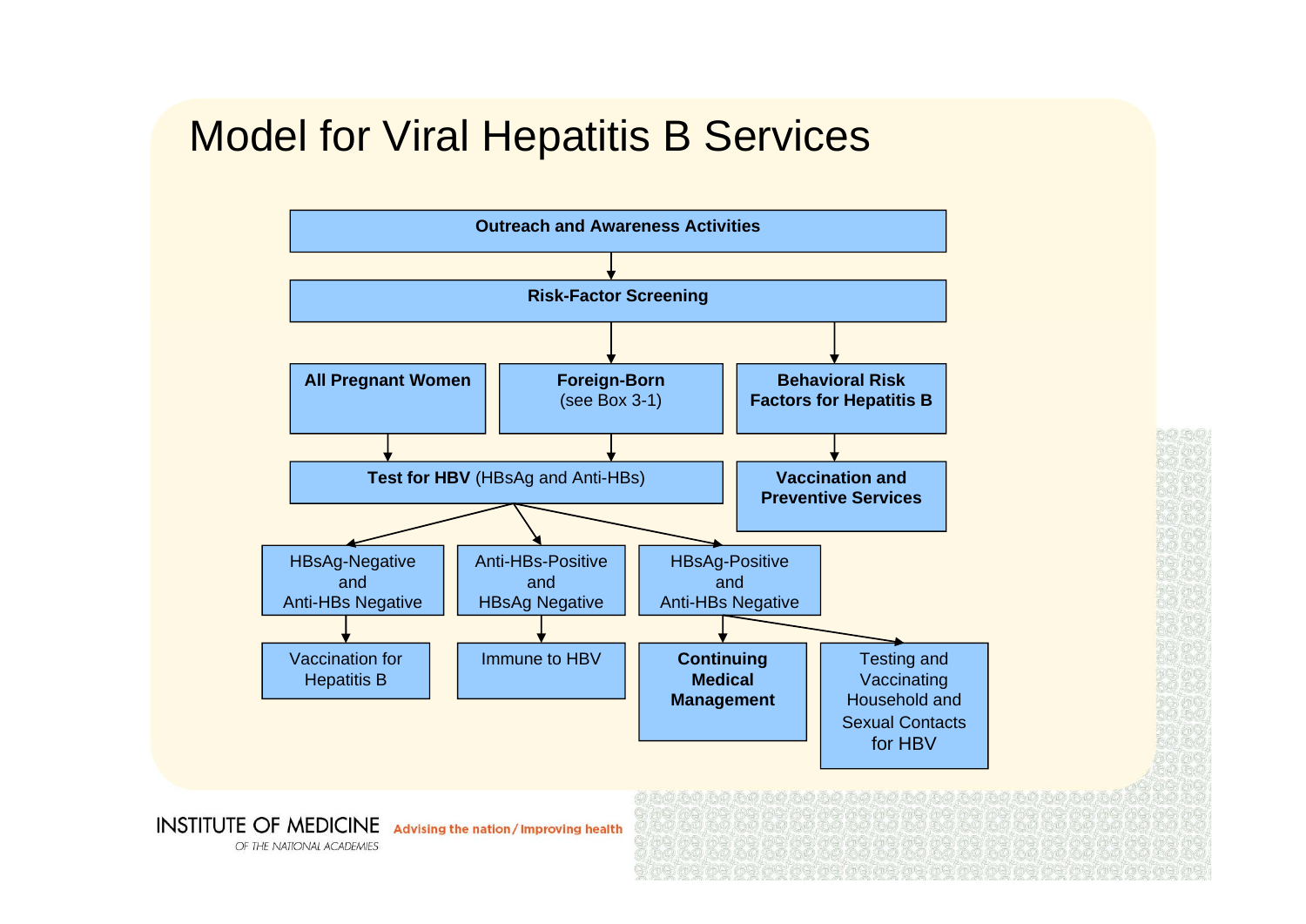# Model for Viral Hepatitis B Services

- **Outreach and Awareness Activities**
  - ↓ **Risk-Factor Screening**
    - **All Pregnant Women** → **Test for HBV** (HBsAg and Anti-HBs)
    - **Foreign-Born** (see Box 3-1) → **Test for HBV** (HBsAg and Anti-HBs)
    - **Behavioral Risk Factors for Hepatitis B** → **Vaccination and Preventive Services**

- **Test for HBV** (HBsAg and Anti-HBs)
  - HBsAg-Negative and Anti-HBs Negative → Vaccination for Hepatitis B
  - Anti-HBs-Positive and HBsAg Negative → Immune to HBV
  - HBsAg-Positive and Anti-HBs Negative
    - → **Continuing Medical Management**
    - → Testing and Vaccinating Household and Sexual Contacts for HBV

INSTITUTE OF MEDICINE
OF THE NATIONAL ACADEMIES
Advising the nation / Improving health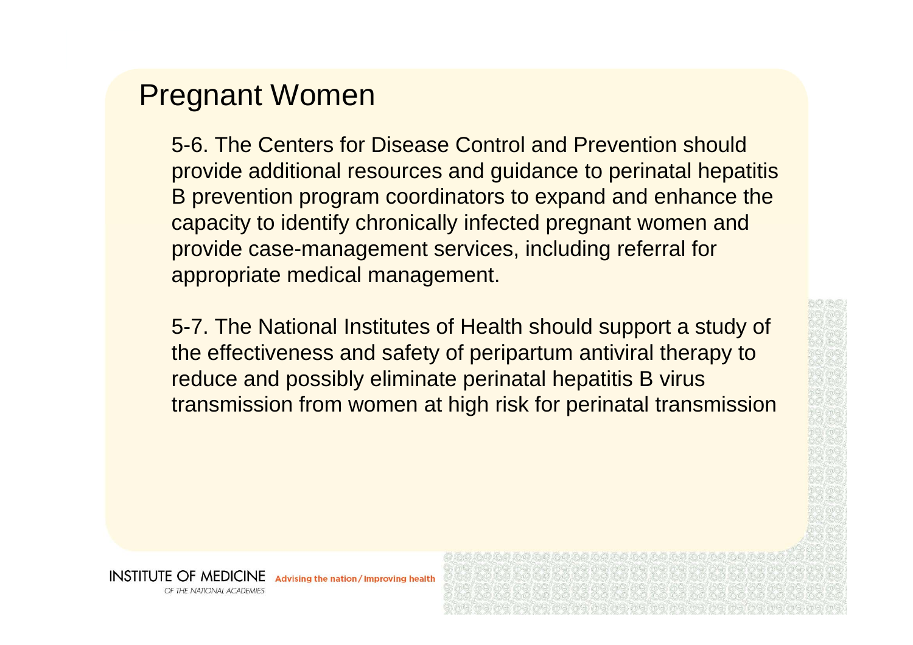# Pregnant Women

5-6. The Centers for Disease Control and Prevention should provide additional resources and guidance to perinatal hepatitis B prevention program coordinators to expand and enhance the capacity to identify chronically infected pregnant women and provide case-management services, including referral for appropriate medical management.

5-7. The National Institutes of Health should support a study of the effectiveness and safety of peripartum antiviral therapy to reduce and possibly eliminate perinatal hepatitis B virus transmission from women at high risk for perinatal transmission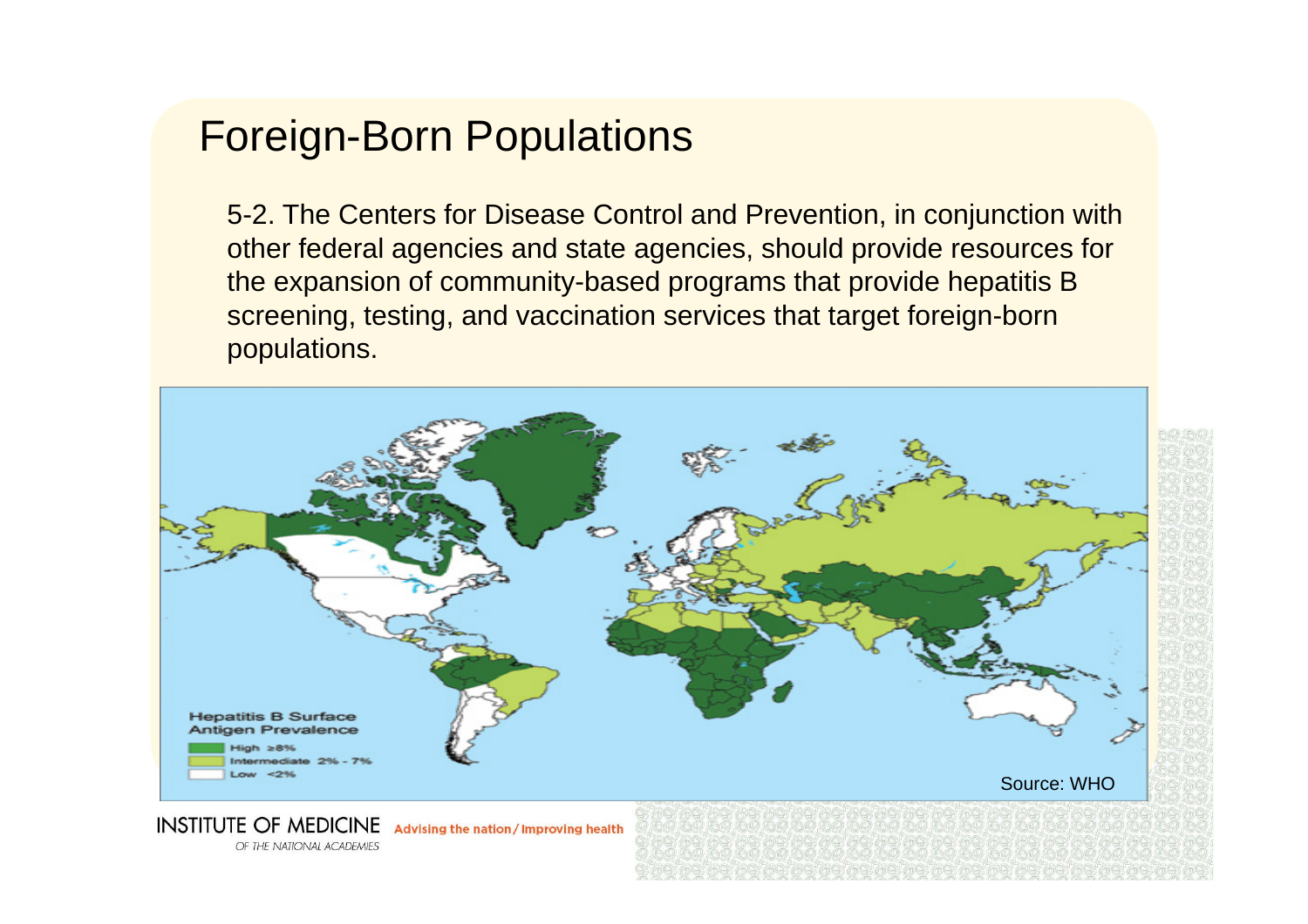# Foreign-Born Populations

5-2. The Centers for Disease Control and Prevention, in conjunction with other federal agencies and state agencies, should provide resources for the expansion of community-based programs that provide hepatitis B screening, testing, and vaccination services that target foreign-born populations.

Hepatitis B Surface Antigen Prevalence

- High ≥8%
- Intermediate 2% - 7%
- Low <2%

Source: WHO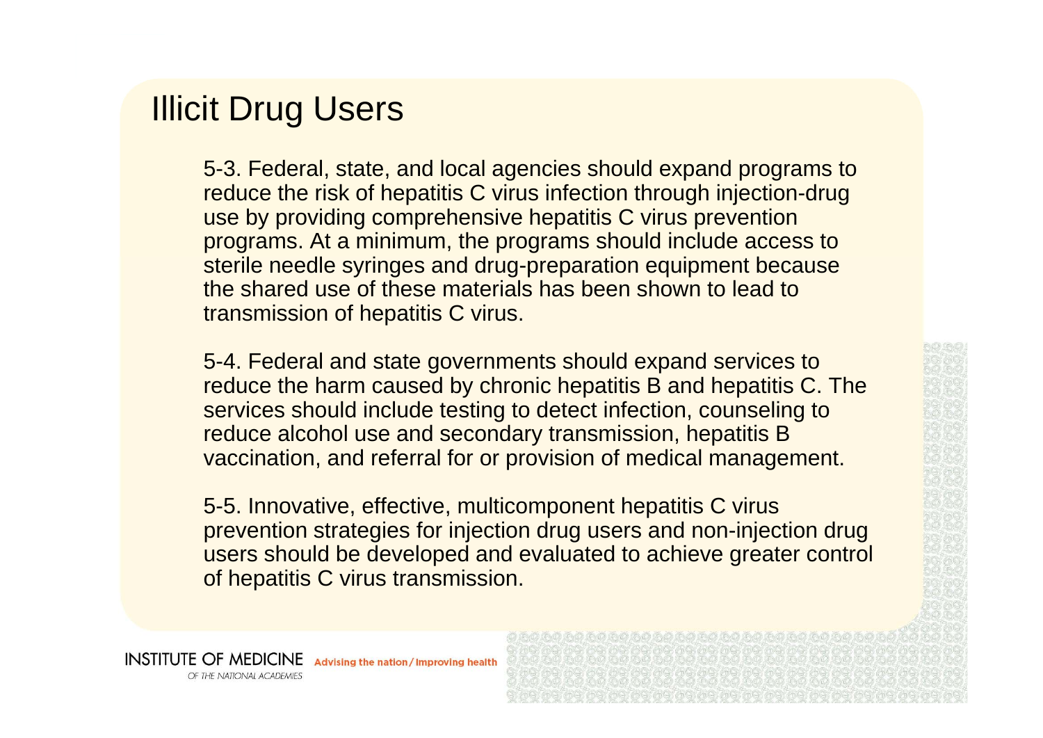# Illicit Drug Users

5-3. Federal, state, and local agencies should expand programs to reduce the risk of hepatitis C virus infection through injection-drug use by providing comprehensive hepatitis C virus prevention programs. At a minimum, the programs should include access to sterile needle syringes and drug-preparation equipment because the shared use of these materials has been shown to lead to transmission of hepatitis C virus.

5-4. Federal and state governments should expand services to reduce the harm caused by chronic hepatitis B and hepatitis C. The services should include testing to detect infection, counseling to reduce alcohol use and secondary transmission, hepatitis B vaccination, and referral for or provision of medical management.

5-5. Innovative, effective, multicomponent hepatitis C virus prevention strategies for injection drug users and non-injection drug users should be developed and evaluated to achieve greater control of hepatitis C virus transmission.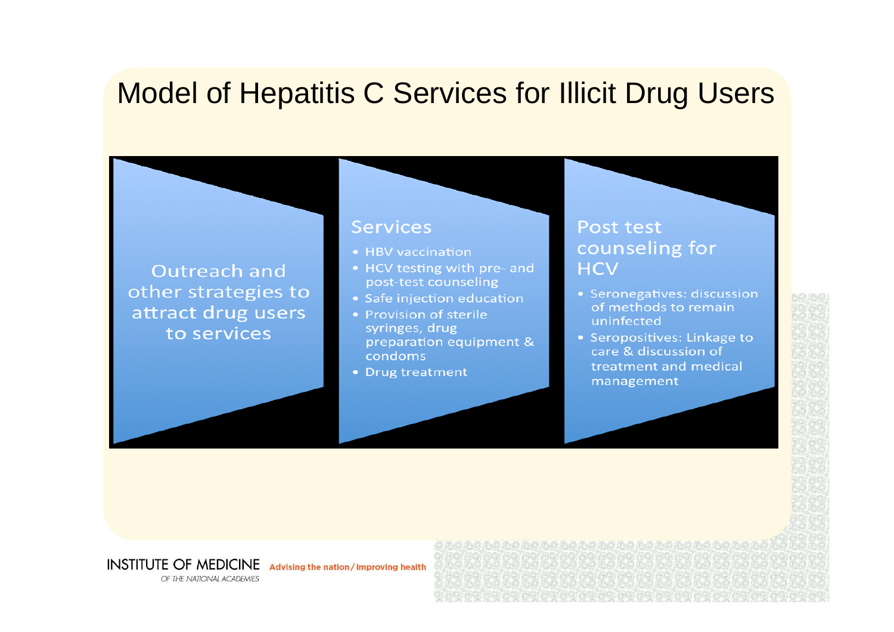# Model of Hepatitis C Services for Illicit Drug Users

Outreach and other strategies to attract drug users to services

## Services

- HBV vaccination
- HCV testing with pre- and post-test counseling
- Safe injection education
- Provision of sterile syringes, drug preparation equipment & condoms
- Drug treatment

## Post test counseling for HCV

- Seronegatives: discussion of methods to remain uninfected
- Seropositives: Linkage to care & discussion of treatment and medical management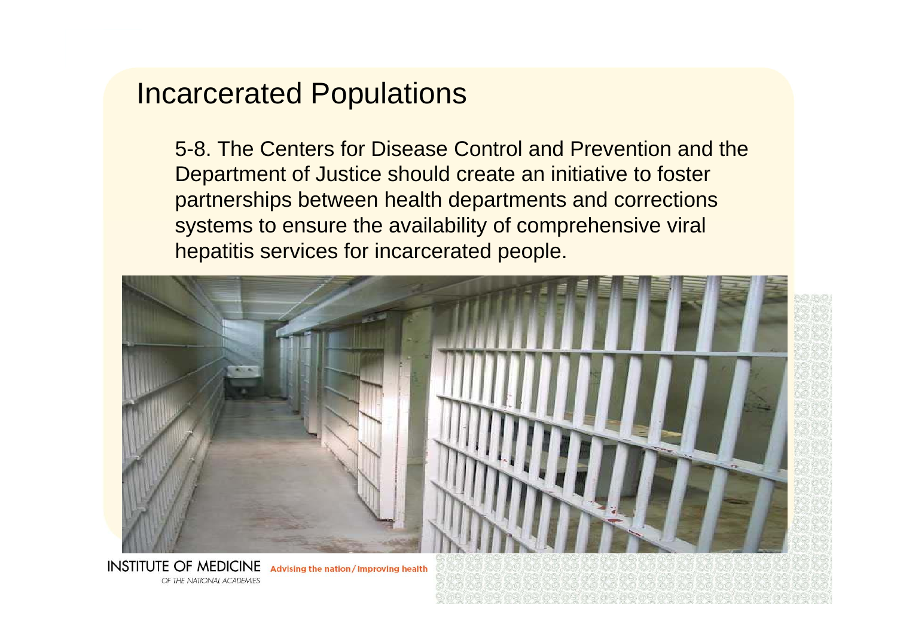# Incarcerated Populations

5-8. The Centers for Disease Control and Prevention and the Department of Justice should create an initiative to foster partnerships between health departments and corrections systems to ensure the availability of comprehensive viral hepatitis services for incarcerated people.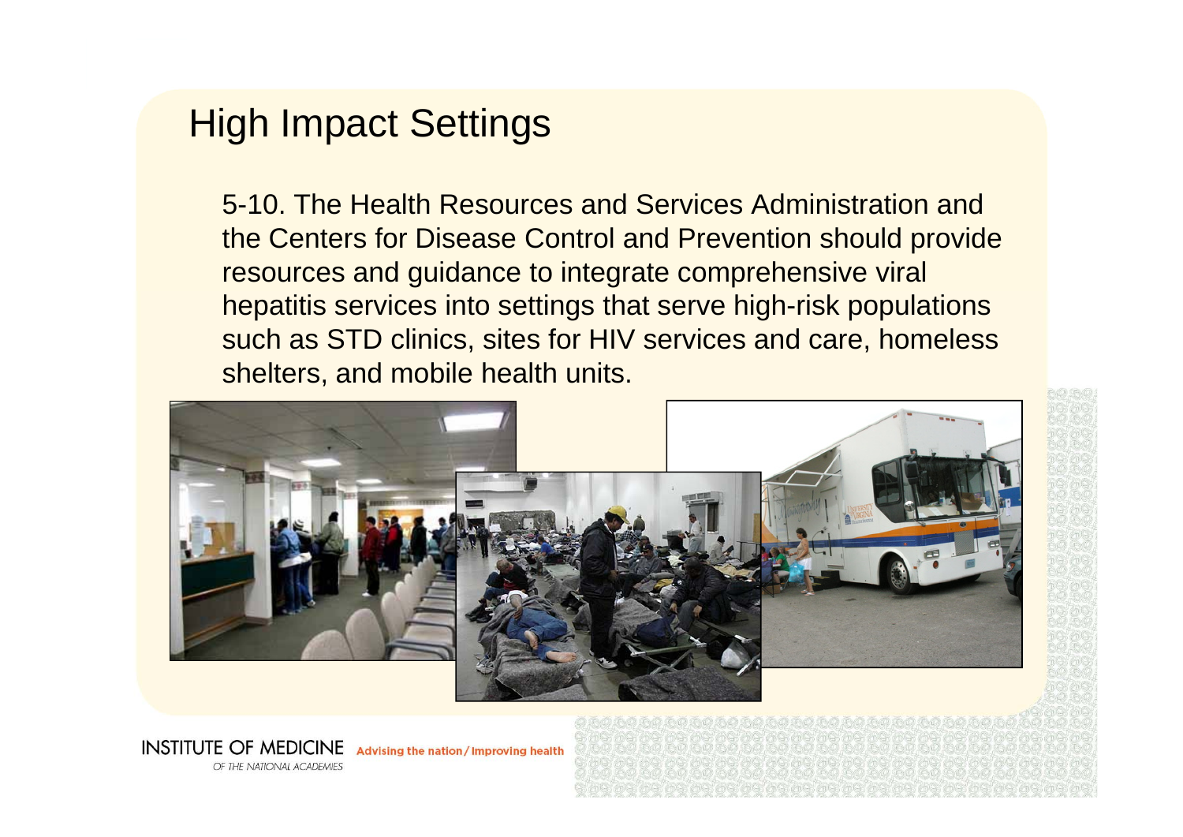# High Impact Settings

5-10. The Health Resources and Services Administration and the Centers for Disease Control and Prevention should provide resources and guidance to integrate comprehensive viral hepatitis services into settings that serve high-risk populations such as STD clinics, sites for HIV services and care, homeless shelters, and mobile health units.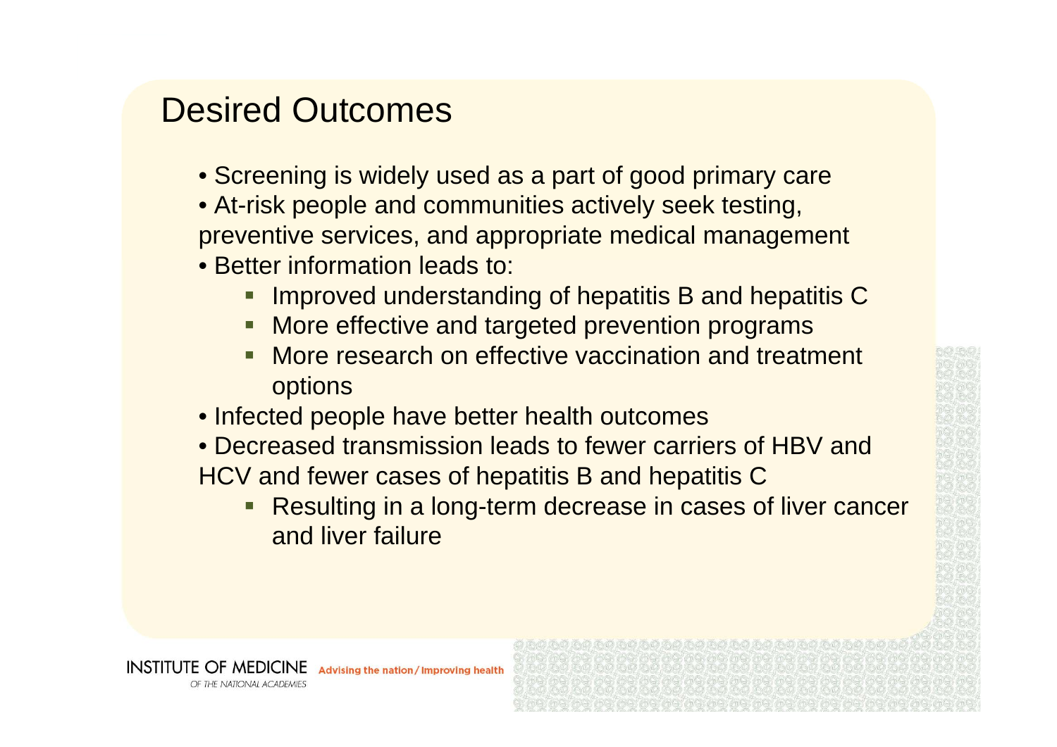# Desired Outcomes

- Screening is widely used as a part of good primary care
- At-risk people and communities actively seek testing, preventive services, and appropriate medical management
- Better information leads to:
  - Improved understanding of hepatitis B and hepatitis C
  - More effective and targeted prevention programs
  - More research on effective vaccination and treatment options
- Infected people have better health outcomes
- Decreased transmission leads to fewer carriers of HBV and HCV and fewer cases of hepatitis B and hepatitis C
  - Resulting in a long-term decrease in cases of liver cancer and liver failure